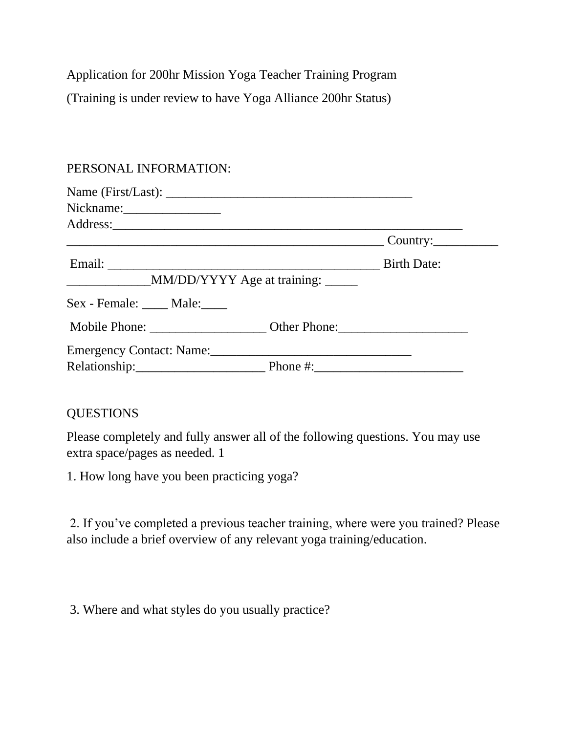Application for 200hr Mission Yoga Teacher Training Program

(Training is under review to have Yoga Alliance 200hr Status)

PERSONAL INFORMATION:

Name (First/Last): _______________________________________
Nickname:_______________
Address:_______________________________________________________
__________________________________________________ Country:__________

Email: ___________________________________________ Birth Date: _____________MM/DD/YYYY Age at training: _____

Sex - Female: ____ Male:____

Mobile Phone: __________________ Other Phone:____________________

Emergency Contact: Name:________________________________
Relationship:____________________ Phone #:_______________________

QUESTIONS

Please completely and fully answer all of the following questions. You may use extra space/pages as needed. 1

1. How long have you been practicing yoga?

2. If you've completed a previous teacher training, where were you trained? Please also include a brief overview of any relevant yoga training/education.

3. Where and what styles do you usually practice?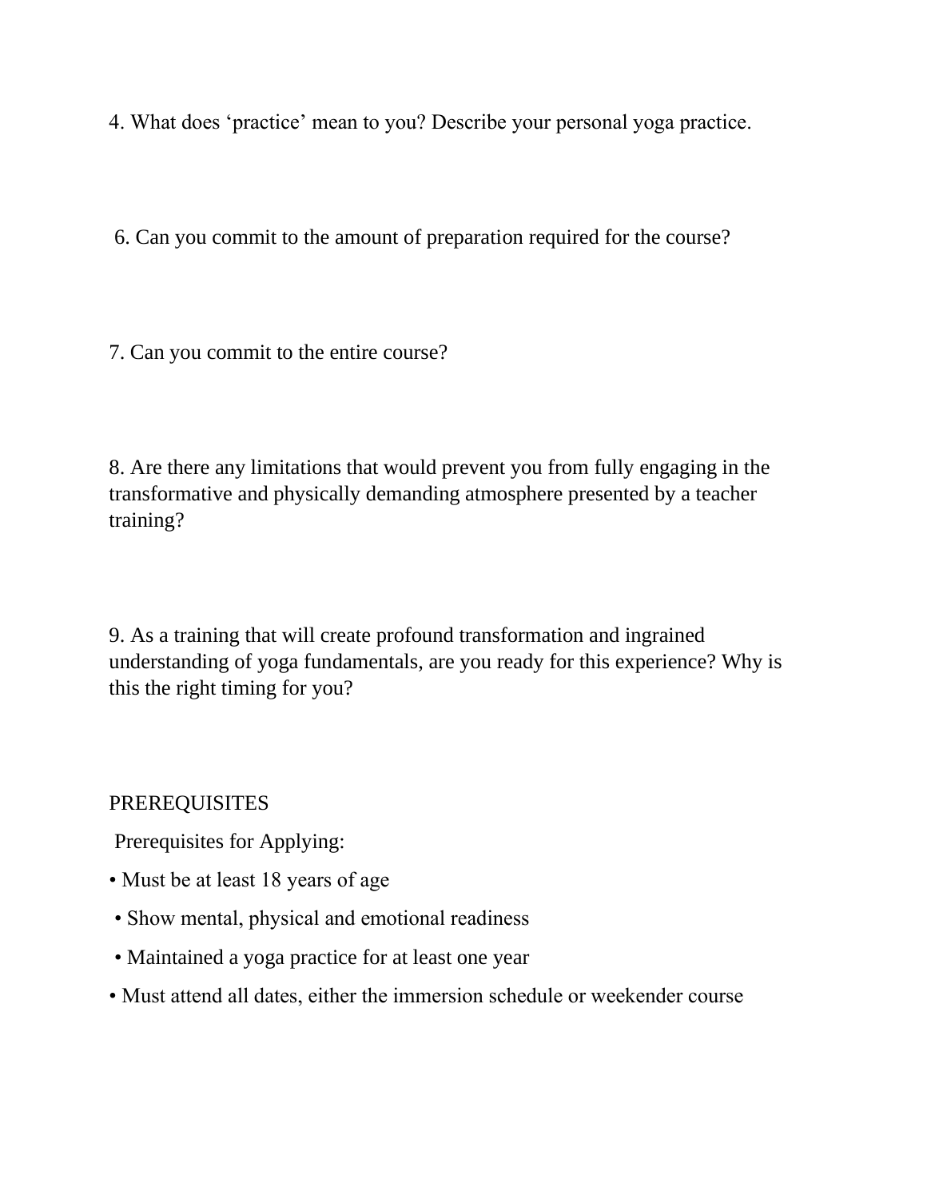4. What does ‘practice’ mean to you? Describe your personal yoga practice.

6. Can you commit to the amount of preparation required for the course?

7. Can you commit to the entire course?

8. Are there any limitations that would prevent you from fully engaging in the transformative and physically demanding atmosphere presented by a teacher training?

9. As a training that will create profound transformation and ingrained understanding of yoga fundamentals, are you ready for this experience? Why is this the right timing for you?

PREREQUISITES

Prerequisites for Applying:

- Must be at least 18 years of age
- Show mental, physical and emotional readiness
- Maintained a yoga practice for at least one year
- Must attend all dates, either the immersion schedule or weekender course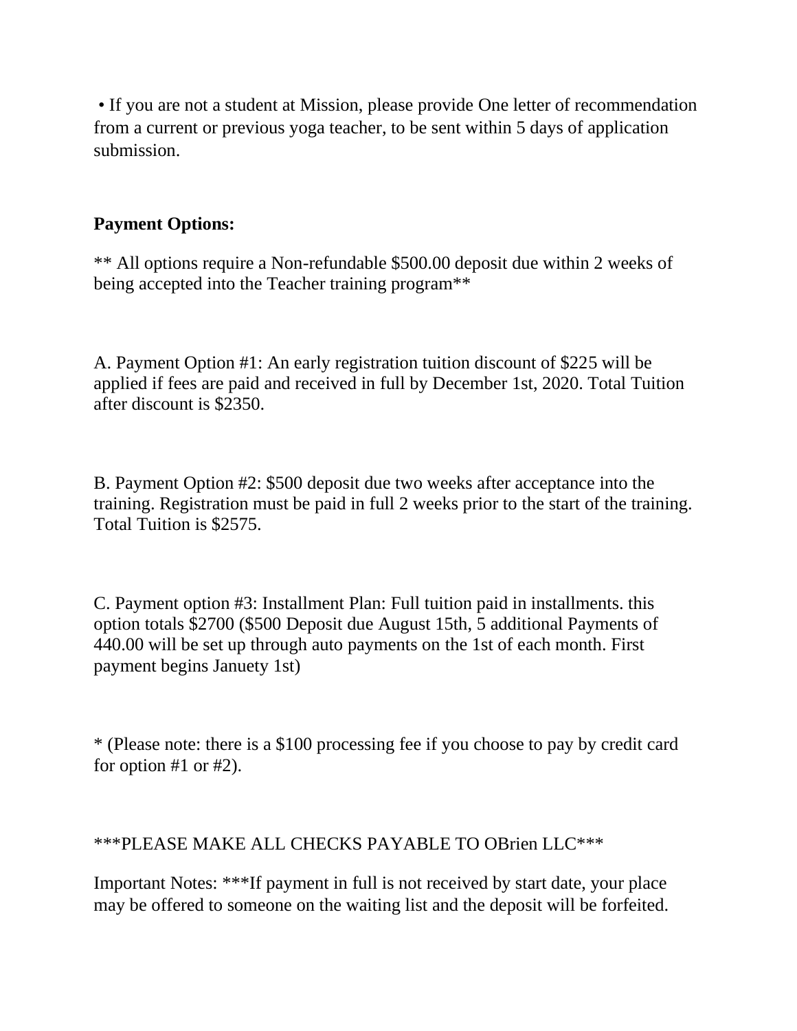- If you are not a student at Mission, please provide One letter of recommendation from a current or previous yoga teacher, to be sent within 5 days of application submission.

**Payment Options:**

** All options require a Non-refundable $500.00 deposit due within 2 weeks of being accepted into the Teacher training program**

A. Payment Option #1: An early registration tuition discount of $225 will be applied if fees are paid and received in full by December 1st, 2020. Total Tuition after discount is $2350.

B. Payment Option #2: $500 deposit due two weeks after acceptance into the training. Registration must be paid in full 2 weeks prior to the start of the training. Total Tuition is $2575.

C. Payment option #3: Installment Plan: Full tuition paid in installments. this option totals $2700 ($500 Deposit due August 15th, 5 additional Payments of 440.00 will be set up through auto payments on the 1st of each month. First payment begins Januety 1st)

* (Please note: there is a $100 processing fee if you choose to pay by credit card for option #1 or #2).

***PLEASE MAKE ALL CHECKS PAYABLE TO OBrien LLC***

Important Notes: ***If payment in full is not received by start date, your place may be offered to someone on the waiting list and the deposit will be forfeited.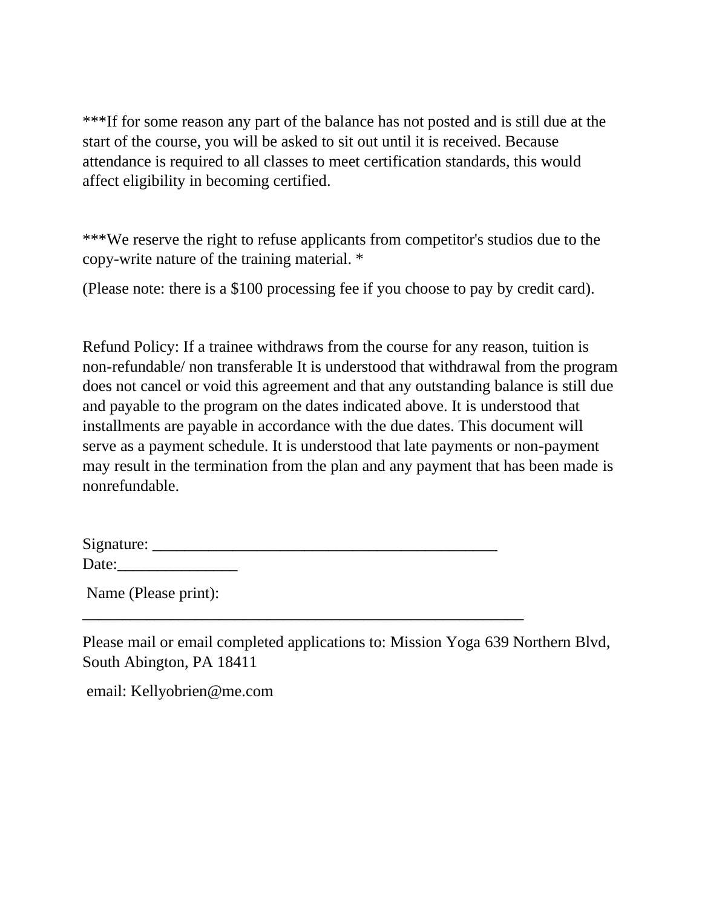***If for some reason any part of the balance has not posted and is still due at the start of the course, you will be asked to sit out until it is received. Because attendance is required to all classes to meet certification standards, this would affect eligibility in becoming certified.

***We reserve the right to refuse applicants from competitor's studios due to the copy-write nature of the training material. *

(Please note: there is a $100 processing fee if you choose to pay by credit card).

Refund Policy: If a trainee withdraws from the course for any reason, tuition is non-refundable/ non transferable It is understood that withdrawal from the program does not cancel or void this agreement and that any outstanding balance is still due and payable to the program on the dates indicated above. It is understood that installments are payable in accordance with the due dates. This document will serve as a payment schedule. It is understood that late payments or non-payment may result in the termination from the plan and any payment that has been made is nonrefundable.

Signature: ___________________________________________
Date:_______________

Name (Please print):
_______________________________________________________

Please mail or email completed applications to: Mission Yoga 639 Northern Blvd, South Abington, PA 18411

email: Kellyobrien@me.com